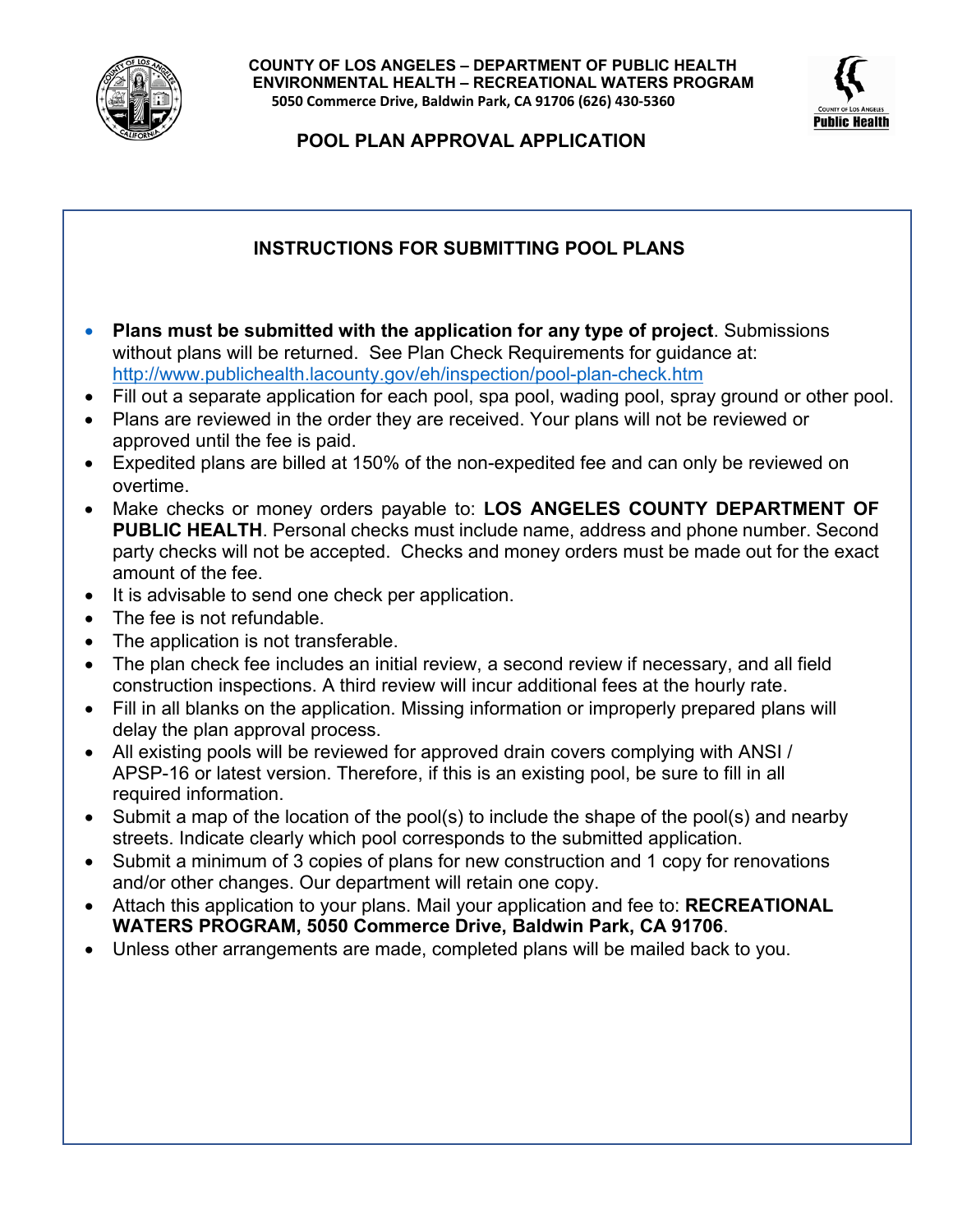**COUNTY OF LOS ANGELES – DEPARTMENT OF PUBLIC HEALTH**
**ENVIRONMENTAL HEALTH – RECREATIONAL WATERS PROGRAM**
**5050 Commerce Drive, Baldwin Park, CA 91706 (626) 430-5360**

# POOL PLAN APPROVAL APPLICATION

## INSTRUCTIONS FOR SUBMITTING POOL PLANS

- **Plans must be submitted with the application for any type of project**. Submissions without plans will be returned. See Plan Check Requirements for guidance at: http://www.publichealth.lacounty.gov/eh/inspection/pool-plan-check.htm
- Fill out a separate application for each pool, spa pool, wading pool, spray ground or other pool.
- Plans are reviewed in the order they are received. Your plans will not be reviewed or approved until the fee is paid.
- Expedited plans are billed at 150% of the non-expedited fee and can only be reviewed on overtime.
- Make checks or money orders payable to: **LOS ANGELES COUNTY DEPARTMENT OF PUBLIC HEALTH**. Personal checks must include name, address and phone number. Second party checks will not be accepted. Checks and money orders must be made out for the exact amount of the fee.
- It is advisable to send one check per application.
- The fee is not refundable.
- The application is not transferable.
- The plan check fee includes an initial review, a second review if necessary, and all field construction inspections. A third review will incur additional fees at the hourly rate.
- Fill in all blanks on the application. Missing information or improperly prepared plans will delay the plan approval process.
- All existing pools will be reviewed for approved drain covers complying with ANSI / APSP-16 or latest version. Therefore, if this is an existing pool, be sure to fill in all required information.
- Submit a map of the location of the pool(s) to include the shape of the pool(s) and nearby streets. Indicate clearly which pool corresponds to the submitted application.
- Submit a minimum of 3 copies of plans for new construction and 1 copy for renovations and/or other changes. Our department will retain one copy.
- Attach this application to your plans. Mail your application and fee to: **RECREATIONAL WATERS PROGRAM, 5050 Commerce Drive, Baldwin Park, CA 91706**.
- Unless other arrangements are made, completed plans will be mailed back to you.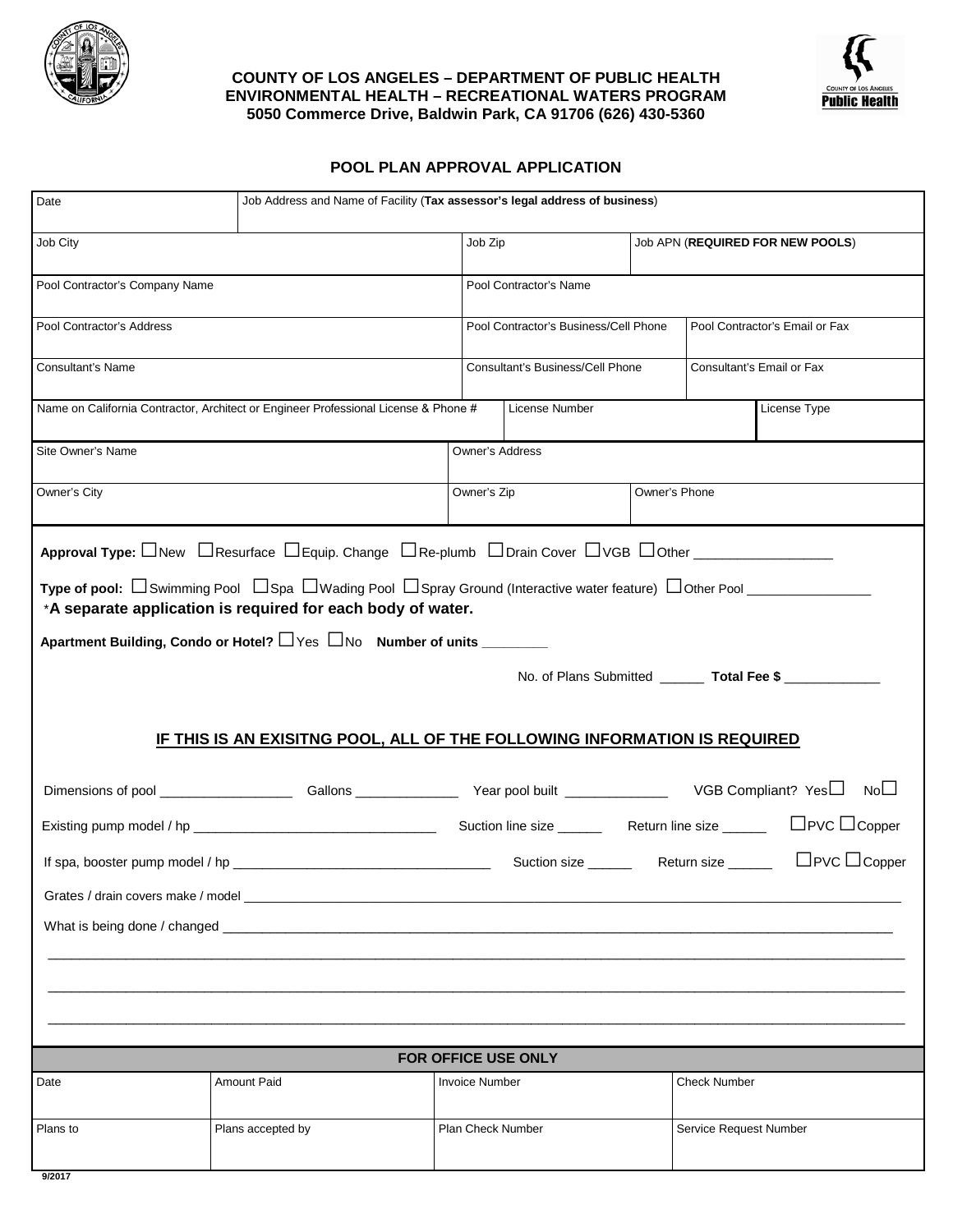**COUNTY OF LOS ANGELES – DEPARTMENT OF PUBLIC HEALTH**
**ENVIRONMENTAL HEALTH – RECREATIONAL WATERS PROGRAM**
**5050 Commerce Drive, Baldwin Park, CA 91706 (626) 430-5360**

## POOL PLAN APPROVAL APPLICATION

| | | | |
|---|---|---|---|
| Date | Job Address and Name of Facility (**Tax assessor's legal address of business**) | | |
| Job City | Job Zip | Job APN (**REQUIRED FOR NEW POOLS**) | |
| Pool Contractor's Company Name | Pool Contractor's Name | | |
| Pool Contractor's Address | Pool Contractor's Business/Cell Phone | Pool Contractor's Email or Fax | |
| Consultant's Name | Consultant's Business/Cell Phone | Consultant's Email or Fax | |
| Name on California Contractor, Architect or Engineer Professional License & Phone # | License Number | License Type | |
| Site Owner's Name | Owner's Address | | |
| Owner's City | Owner's Zip | Owner's Phone | |

**Approval Type:** ☐New ☐Resurface ☐Equip. Change ☐Re-plumb ☐Drain Cover ☐VGB ☐Other ___________________

**Type of pool:** ☐Swimming Pool ☐Spa ☐Wading Pool ☐Spray Ground (Interactive water feature) ☐Other Pool _________________

*__A separate application is required for each body of water.__

**Apartment Building, Condo or Hotel?** ☐Yes ☐No **Number of units** _________

No. of Plans Submitted ______ **Total Fee $** _____________

**IF THIS IS AN EXISITNG POOL, ALL OF THE FOLLOWING INFORMATION IS REQUIRED**

Dimensions of pool __________________ Gallons ______________ Year pool built ______________ VGB Compliant? Yes☐ No☐

Existing pump model / hp _________________________________ Suction line size ______ Return line size ______ ☐PVC ☐Copper

If spa, booster pump model / hp __________________________________ Suction size ______ Return size ______ ☐PVC ☐Copper

Grates / drain covers make / model ______________________________________________________________________

What is being done / changed ___________________________________________________________________________

______________________________________________________________________________________________

______________________________________________________________________________________________

______________________________________________________________________________________________

**FOR OFFICE USE ONLY**

| | | | |
|---|---|---|---|
| Date | Amount Paid | Invoice Number | Check Number |
| Plans to | Plans accepted by | Plan Check Number | Service Request Number |

9/2017